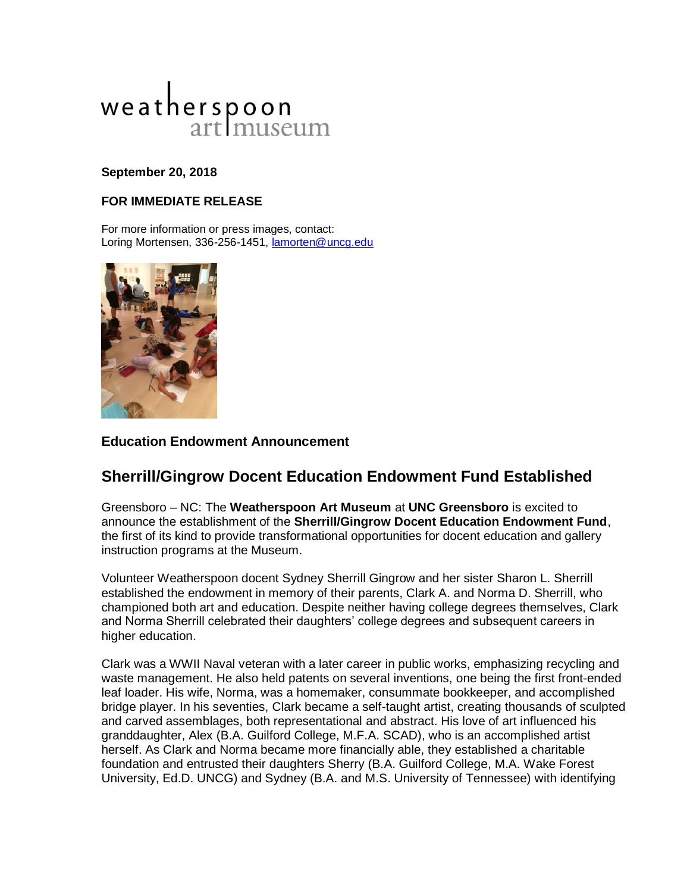weatherspoon art museum

**September 20, 2018**

**FOR IMMEDIATE RELEASE**

For more information or press images, contact:
Loring Mortensen, 336-256-1451, lamorten@uncg.edu

### Education Endowment Announcement

## Sherrill/Gingrow Docent Education Endowment Fund Established

Greensboro – NC: The **Weatherspoon Art Museum** at **UNC Greensboro** is excited to announce the establishment of the **Sherrill/Gingrow Docent Education Endowment Fund**, the first of its kind to provide transformational opportunities for docent education and gallery instruction programs at the Museum.

Volunteer Weatherspoon docent Sydney Sherrill Gingrow and her sister Sharon L. Sherrill established the endowment in memory of their parents, Clark A. and Norma D. Sherrill, who championed both art and education. Despite neither having college degrees themselves, Clark and Norma Sherrill celebrated their daughters' college degrees and subsequent careers in higher education.

Clark was a WWII Naval veteran with a later career in public works, emphasizing recycling and waste management. He also held patents on several inventions, one being the first front-ended leaf loader. His wife, Norma, was a homemaker, consummate bookkeeper, and accomplished bridge player. In his seventies, Clark became a self-taught artist, creating thousands of sculpted and carved assemblages, both representational and abstract. His love of art influenced his granddaughter, Alex (B.A. Guilford College, M.F.A. SCAD), who is an accomplished artist herself. As Clark and Norma became more financially able, they established a charitable foundation and entrusted their daughters Sherry (B.A. Guilford College, M.A. Wake Forest University, Ed.D. UNCG) and Sydney (B.A. and M.S. University of Tennessee) with identifying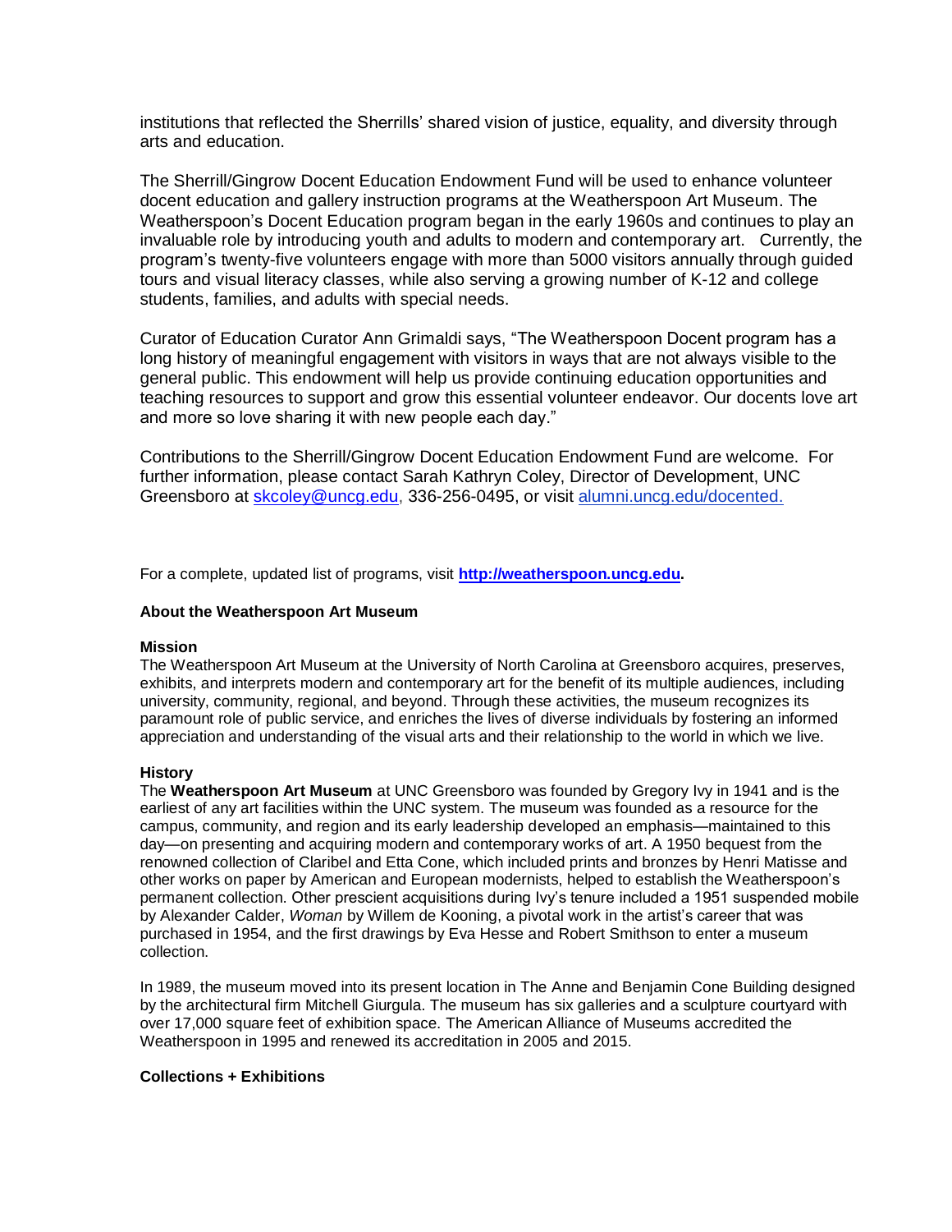institutions that reflected the Sherrills' shared vision of justice, equality, and diversity through arts and education.

The Sherrill/Gingrow Docent Education Endowment Fund will be used to enhance volunteer docent education and gallery instruction programs at the Weatherspoon Art Museum. The Weatherspoon's Docent Education program began in the early 1960s and continues to play an invaluable role by introducing youth and adults to modern and contemporary art. Currently, the program's twenty-five volunteers engage with more than 5000 visitors annually through guided tours and visual literacy classes, while also serving a growing number of K-12 and college students, families, and adults with special needs.

Curator of Education Curator Ann Grimaldi says, "The Weatherspoon Docent program has a long history of meaningful engagement with visitors in ways that are not always visible to the general public. This endowment will help us provide continuing education opportunities and teaching resources to support and grow this essential volunteer endeavor. Our docents love art and more so love sharing it with new people each day."

Contributions to the Sherrill/Gingrow Docent Education Endowment Fund are welcome. For further information, please contact Sarah Kathryn Coley, Director of Development, UNC Greensboro at [skcoley@uncg.edu](mailto:skcoley@uncg.edu), 336-256-0495, or visit [alumni.uncg.edu/docented.](http://alumni.uncg.edu/docented)

For a complete, updated list of programs, visit **[http://weatherspoon.uncg.edu](http://weatherspoon.uncg.edu).**

**About the Weatherspoon Art Museum**

**Mission**
The Weatherspoon Art Museum at the University of North Carolina at Greensboro acquires, preserves, exhibits, and interprets modern and contemporary art for the benefit of its multiple audiences, including university, community, regional, and beyond. Through these activities, the museum recognizes its paramount role of public service, and enriches the lives of diverse individuals by fostering an informed appreciation and understanding of the visual arts and their relationship to the world in which we live.

**History**
The **Weatherspoon Art Museum** at UNC Greensboro was founded by Gregory Ivy in 1941 and is the earliest of any art facilities within the UNC system. The museum was founded as a resource for the campus, community, and region and its early leadership developed an emphasis—maintained to this day—on presenting and acquiring modern and contemporary works of art. A 1950 bequest from the renowned collection of Claribel and Etta Cone, which included prints and bronzes by Henri Matisse and other works on paper by American and European modernists, helped to establish the Weatherspoon's permanent collection. Other prescient acquisitions during Ivy's tenure included a 1951 suspended mobile by Alexander Calder, *Woman* by Willem de Kooning, a pivotal work in the artist's career that was purchased in 1954, and the first drawings by Eva Hesse and Robert Smithson to enter a museum collection.

In 1989, the museum moved into its present location in The Anne and Benjamin Cone Building designed by the architectural firm Mitchell Giurgula. The museum has six galleries and a sculpture courtyard with over 17,000 square feet of exhibition space. The American Alliance of Museums accredited the Weatherspoon in 1995 and renewed its accreditation in 2005 and 2015.

**Collections + Exhibitions**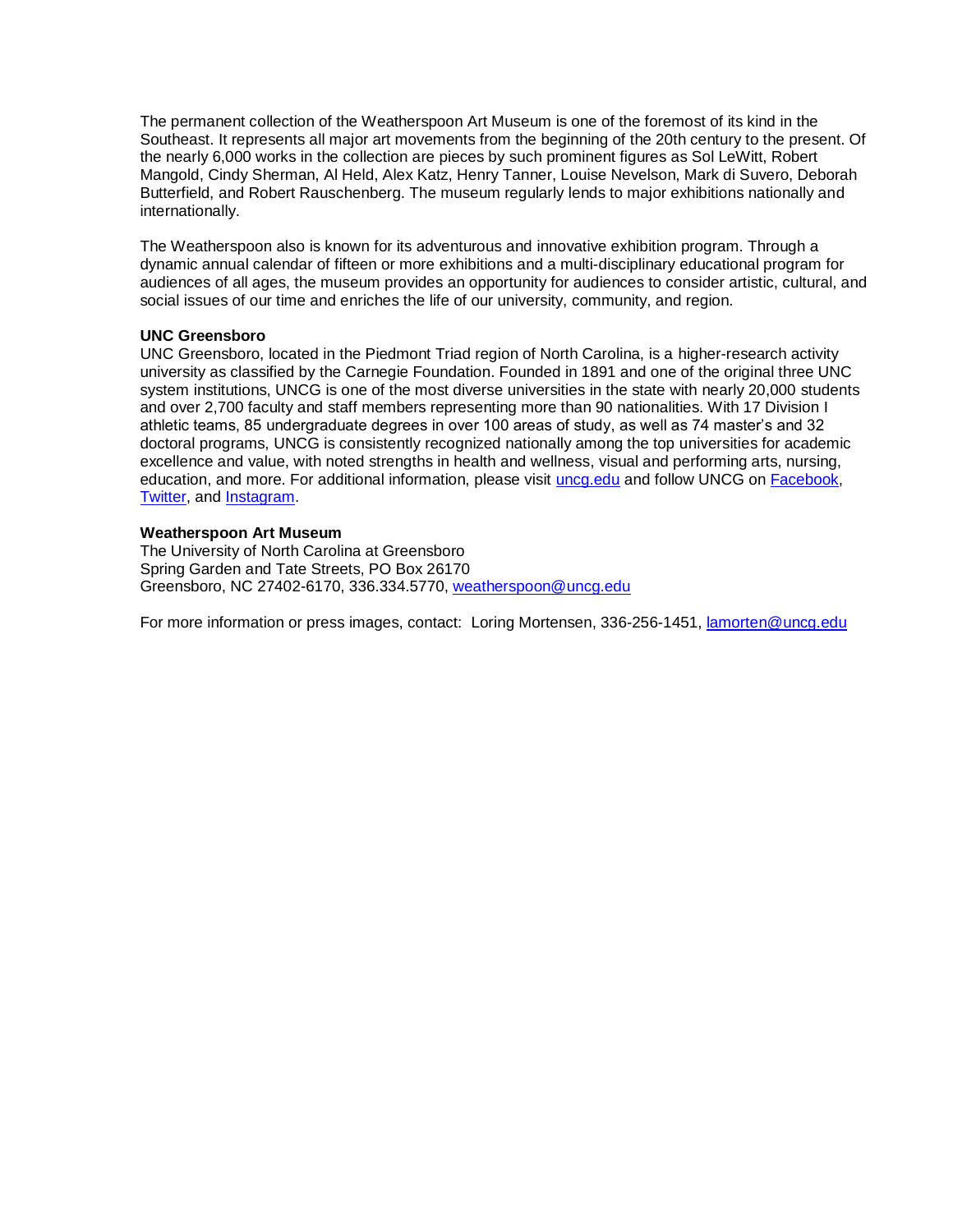The permanent collection of the Weatherspoon Art Museum is one of the foremost of its kind in the Southeast. It represents all major art movements from the beginning of the 20th century to the present. Of the nearly 6,000 works in the collection are pieces by such prominent figures as Sol LeWitt, Robert Mangold, Cindy Sherman, Al Held, Alex Katz, Henry Tanner, Louise Nevelson, Mark di Suvero, Deborah Butterfield, and Robert Rauschenberg. The museum regularly lends to major exhibitions nationally and internationally.

The Weatherspoon also is known for its adventurous and innovative exhibition program. Through a dynamic annual calendar of fifteen or more exhibitions and a multi-disciplinary educational program for audiences of all ages, the museum provides an opportunity for audiences to consider artistic, cultural, and social issues of our time and enriches the life of our university, community, and region.

**UNC Greensboro**
UNC Greensboro, located in the Piedmont Triad region of North Carolina, is a higher-research activity university as classified by the Carnegie Foundation. Founded in 1891 and one of the original three UNC system institutions, UNCG is one of the most diverse universities in the state with nearly 20,000 students and over 2,700 faculty and staff members representing more than 90 nationalities. With 17 Division I athletic teams, 85 undergraduate degrees in over 100 areas of study, as well as 74 master's and 32 doctoral programs, UNCG is consistently recognized nationally among the top universities for academic excellence and value, with noted strengths in health and wellness, visual and performing arts, nursing, education, and more. For additional information, please visit uncg.edu and follow UNCG on Facebook, Twitter, and Instagram.

**Weatherspoon Art Museum**
The University of North Carolina at Greensboro
Spring Garden and Tate Streets, PO Box 26170
Greensboro, NC 27402-6170, 336.334.5770, weatherspoon@uncg.edu

For more information or press images, contact: Loring Mortensen, 336-256-1451, lamorten@uncg.edu